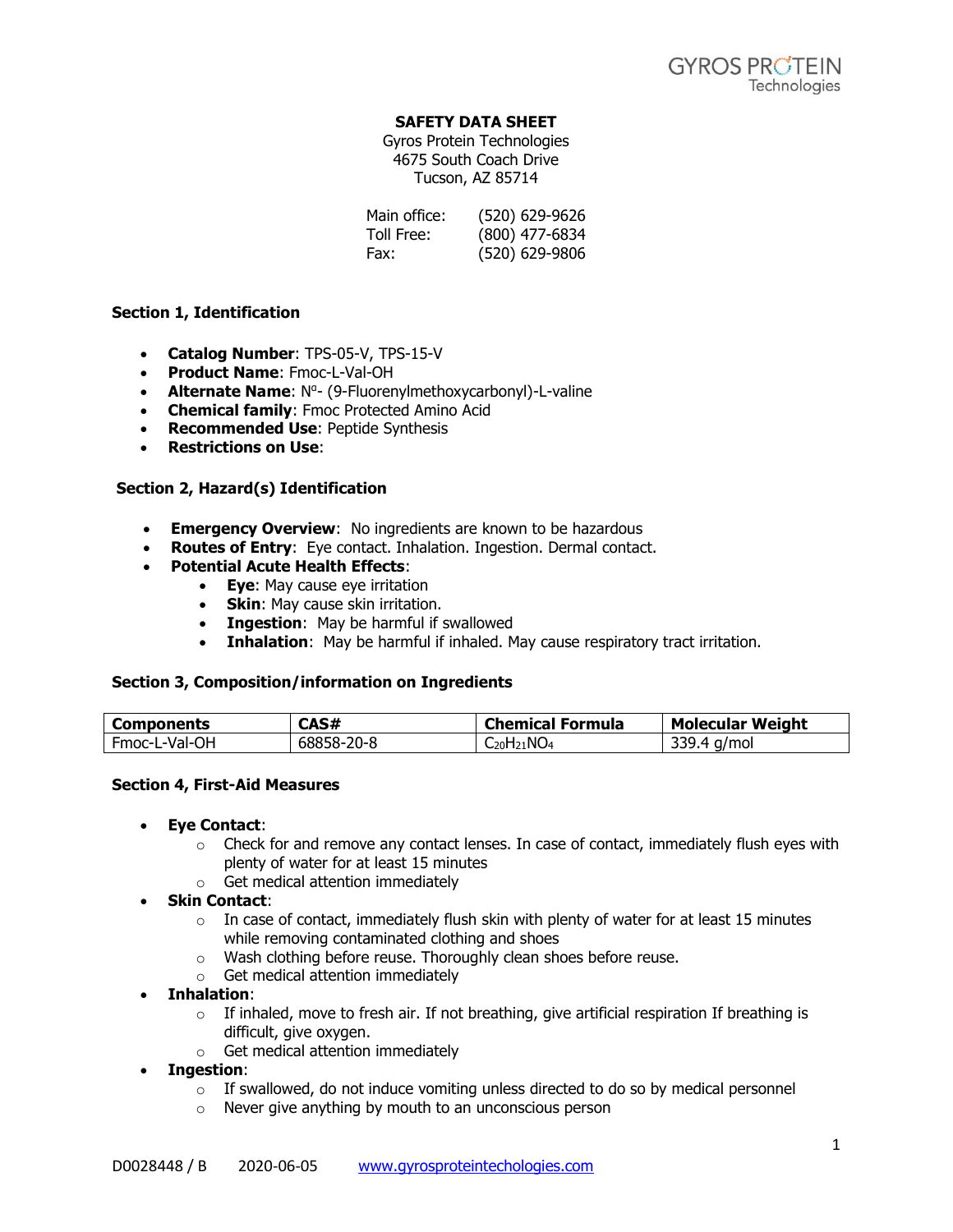**SAFETY DATA SHEET**

Gyros Protein Technologies
4675 South Coach Drive
Tucson, AZ 85714

Main office: (520) 629-9626
Toll Free: (800) 477-6834
Fax: (520) 629-9806

## Section 1, Identification

- **Catalog Number**: TPS-05-V, TPS-15-V
- **Product Name**: Fmoc-L-Val-OH
- **Alternate Name**: $N^{\alpha}$- (9-Fluorenylmethoxycarbonyl)-L-valine
- **Chemical family**: Fmoc Protected Amino Acid
- **Recommended Use**: Peptide Synthesis
- **Restrictions on Use**:

## Section 2, Hazard(s) Identification

- **Emergency Overview**: No ingredients are known to be hazardous
- **Routes of Entry**: Eye contact. Inhalation. Ingestion. Dermal contact.
- **Potential Acute Health Effects**:
  - **Eye**: May cause eye irritation
  - **Skin**: May cause skin irritation.
  - **Ingestion**: May be harmful if swallowed
  - **Inhalation**: May be harmful if inhaled. May cause respiratory tract irritation.

## Section 3, Composition/information on Ingredients

| Components | CAS# | Chemical Formula | Molecular Weight |
|---|---|---|---|
| Fmoc-L-Val-OH | 68858-20-8 | $C_{20}H_{21}NO_4$ | 339.4 g/mol |

## Section 4, First-Aid Measures

- **Eye Contact**:
  - Check for and remove any contact lenses. In case of contact, immediately flush eyes with plenty of water for at least 15 minutes
  - Get medical attention immediately
- **Skin Contact**:
  - In case of contact, immediately flush skin with plenty of water for at least 15 minutes while removing contaminated clothing and shoes
  - Wash clothing before reuse. Thoroughly clean shoes before reuse.
  - Get medical attention immediately
- **Inhalation**:
  - If inhaled, move to fresh air. If not breathing, give artificial respiration If breathing is difficult, give oxygen.
  - Get medical attention immediately
- **Ingestion**:
  - If swallowed, do not induce vomiting unless directed to do so by medical personnel
  - Never give anything by mouth to an unconscious person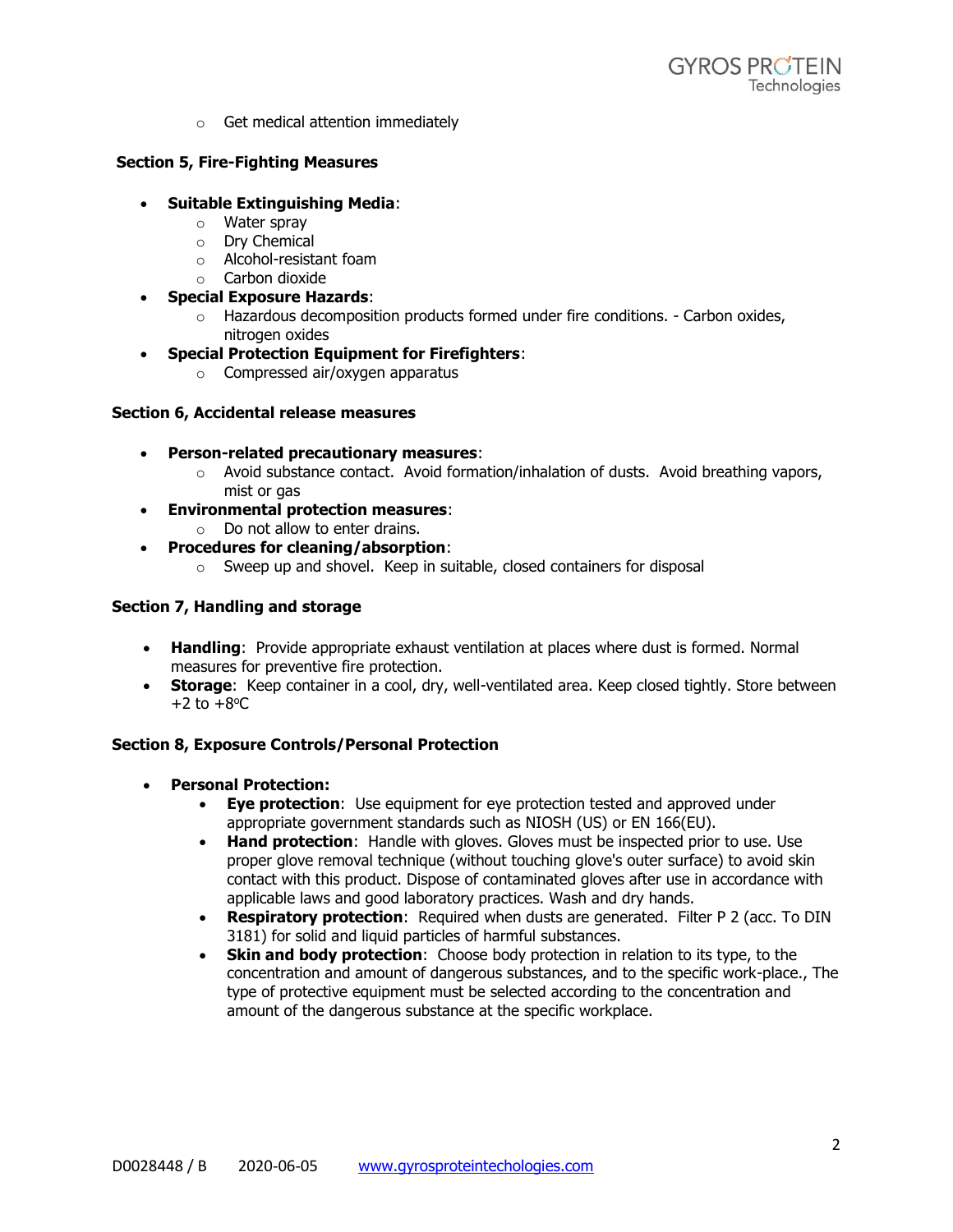- Get medical attention immediately

**Section 5, Fire-Fighting Measures**

- **Suitable Extinguishing Media**:
  - Water spray
  - Dry Chemical
  - Alcohol-resistant foam
  - Carbon dioxide
- **Special Exposure Hazards**:
  - Hazardous decomposition products formed under fire conditions. - Carbon oxides, nitrogen oxides
- **Special Protection Equipment for Firefighters**:
  - Compressed air/oxygen apparatus

**Section 6, Accidental release measures**

- **Person-related precautionary measures**:
  - Avoid substance contact. Avoid formation/inhalation of dusts. Avoid breathing vapors, mist or gas
- **Environmental protection measures**:
  - Do not allow to enter drains.
- **Procedures for cleaning/absorption**:
  - Sweep up and shovel. Keep in suitable, closed containers for disposal

**Section 7, Handling and storage**

- **Handling**: Provide appropriate exhaust ventilation at places where dust is formed. Normal measures for preventive fire protection.
- **Storage**: Keep container in a cool, dry, well-ventilated area. Keep closed tightly. Store between +2 to +8ºC

**Section 8, Exposure Controls/Personal Protection**

- **Personal Protection:**
  - **Eye protection**: Use equipment for eye protection tested and approved under appropriate government standards such as NIOSH (US) or EN 166(EU).
  - **Hand protection**: Handle with gloves. Gloves must be inspected prior to use. Use proper glove removal technique (without touching glove's outer surface) to avoid skin contact with this product. Dispose of contaminated gloves after use in accordance with applicable laws and good laboratory practices. Wash and dry hands.
  - **Respiratory protection**: Required when dusts are generated. Filter P 2 (acc. To DIN 3181) for solid and liquid particles of harmful substances.
  - **Skin and body protection**: Choose body protection in relation to its type, to the concentration and amount of dangerous substances, and to the specific work-place., The type of protective equipment must be selected according to the concentration and amount of the dangerous substance at the specific workplace.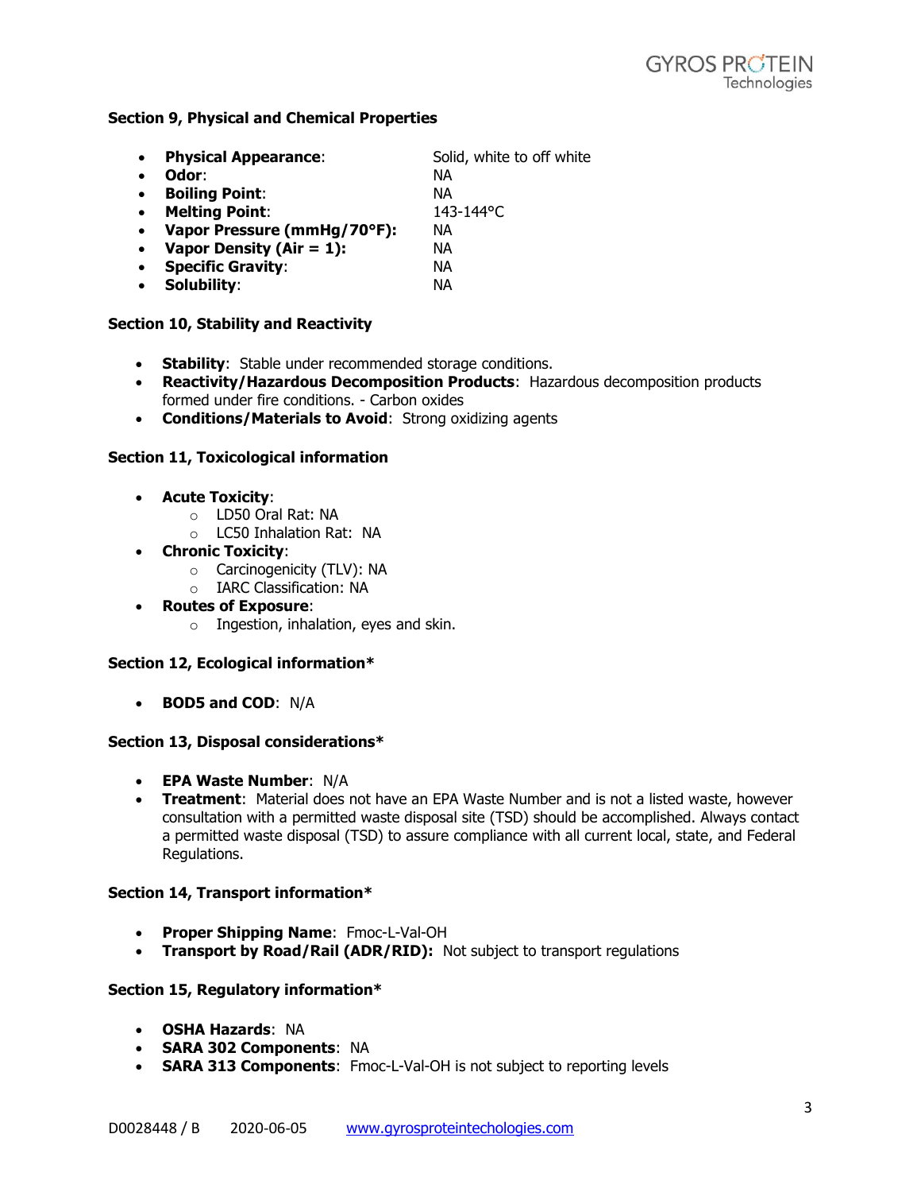#### Section 9, Physical and Chemical Properties

- **Physical Appearance**: Solid, white to off white
- **Odor**: NA
- **Boiling Point**: NA
- **Melting Point**: 143-144°C
- **Vapor Pressure (mmHg/70°F):** NA
- **Vapor Density (Air = 1):** NA
- **Specific Gravity**: NA
- **Solubility**: NA

#### Section 10, Stability and Reactivity

- **Stability**: Stable under recommended storage conditions.
- **Reactivity/Hazardous Decomposition Products**: Hazardous decomposition products formed under fire conditions. - Carbon oxides
- **Conditions/Materials to Avoid**: Strong oxidizing agents

#### Section 11, Toxicological information

- **Acute Toxicity**:
  - LD50 Oral Rat: NA
  - LC50 Inhalation Rat: NA
- **Chronic Toxicity**:
  - Carcinogenicity (TLV): NA
  - IARC Classification: NA
- **Routes of Exposure**:
  - Ingestion, inhalation, eyes and skin.

#### Section 12, Ecological information*

- **BOD5 and COD**: N/A

#### Section 13, Disposal considerations*

- **EPA Waste Number**: N/A
- **Treatment**: Material does not have an EPA Waste Number and is not a listed waste, however consultation with a permitted waste disposal site (TSD) should be accomplished. Always contact a permitted waste disposal (TSD) to assure compliance with all current local, state, and Federal Regulations.

#### Section 14, Transport information*

- **Proper Shipping Name**: Fmoc-L-Val-OH
- **Transport by Road/Rail (ADR/RID):** Not subject to transport regulations

#### Section 15, Regulatory information*

- **OSHA Hazards**: NA
- **SARA 302 Components**: NA
- **SARA 313 Components**: Fmoc-L-Val-OH is not subject to reporting levels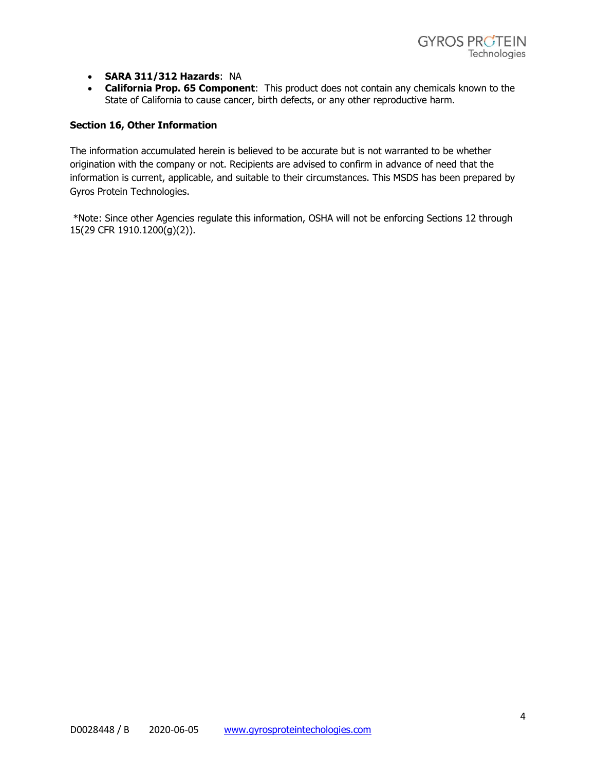- **SARA 311/312 Hazards**: NA
- **California Prop. 65 Component**: This product does not contain any chemicals known to the State of California to cause cancer, birth defects, or any other reproductive harm.

**Section 16, Other Information**

The information accumulated herein is believed to be accurate but is not warranted to be whether origination with the company or not. Recipients are advised to confirm in advance of need that the information is current, applicable, and suitable to their circumstances. This MSDS has been prepared by Gyros Protein Technologies.

*Note: Since other Agencies regulate this information, OSHA will not be enforcing Sections 12 through 15(29 CFR 1910.1200(g)(2)).